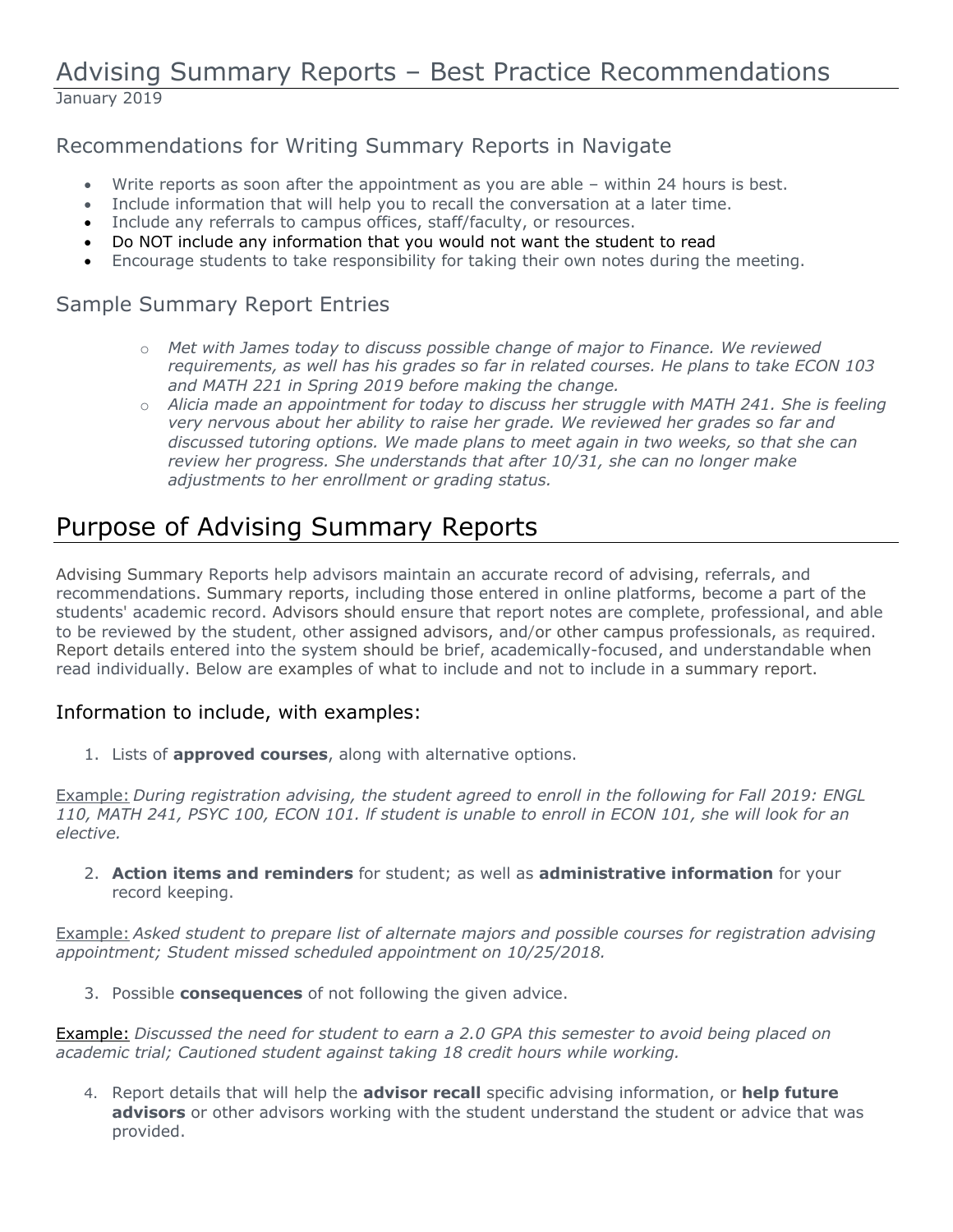# Advising Summary Reports – Best Practice Recommendations

January 2019

## Recommendations for Writing Summary Reports in Navigate

- Write reports as soon after the appointment as you are able – within 24 hours is best.
- Include information that will help you to recall the conversation at a later time.
- Include any referrals to campus offices, staff/faculty, or resources.
- Do NOT include any information that you would not want the student to read
- Encourage students to take responsibility for taking their own notes during the meeting.

## Sample Summary Report Entries

- *Met with James today to discuss possible change of major to Finance. We reviewed requirements, as well has his grades so far in related courses. He plans to take ECON 103 and MATH 221 in Spring 2019 before making the change.*
- *Alicia made an appointment for today to discuss her struggle with MATH 241. She is feeling very nervous about her ability to raise her grade. We reviewed her grades so far and discussed tutoring options. We made plans to meet again in two weeks, so that she can review her progress. She understands that after 10/31, she can no longer make adjustments to her enrollment or grading status.*

# Purpose of Advising Summary Reports

Advising Summary Reports help advisors maintain an accurate record of advising, referrals, and recommendations. Summary reports, including those entered in online platforms, become a part of the students' academic record. Advisors should ensure that report notes are complete, professional, and able to be reviewed by the student, other assigned advisors, and/or other campus professionals, as required. Report details entered into the system should be brief, academically-focused, and understandable when read individually. Below are examples of what to include and not to include in a summary report.

### Information to include, with examples:

1. Lists of **approved courses**, along with alternative options.

Example: *During registration advising, the student agreed to enroll in the following for Fall 2019: ENGL 110, MATH 241, PSYC 100, ECON 101. If student is unable to enroll in ECON 101, she will look for an elective.*

2. **Action items and reminders** for student; as well as **administrative information** for your record keeping.

Example: *Asked student to prepare list of alternate majors and possible courses for registration advising appointment; Student missed scheduled appointment on 10/25/2018.*

3. Possible **consequences** of not following the given advice.

Example: *Discussed the need for student to earn a 2.0 GPA this semester to avoid being placed on academic trial; Cautioned student against taking 18 credit hours while working.*

4. Report details that will help the **advisor recall** specific advising information, or **help future advisors** or other advisors working with the student understand the student or advice that was provided.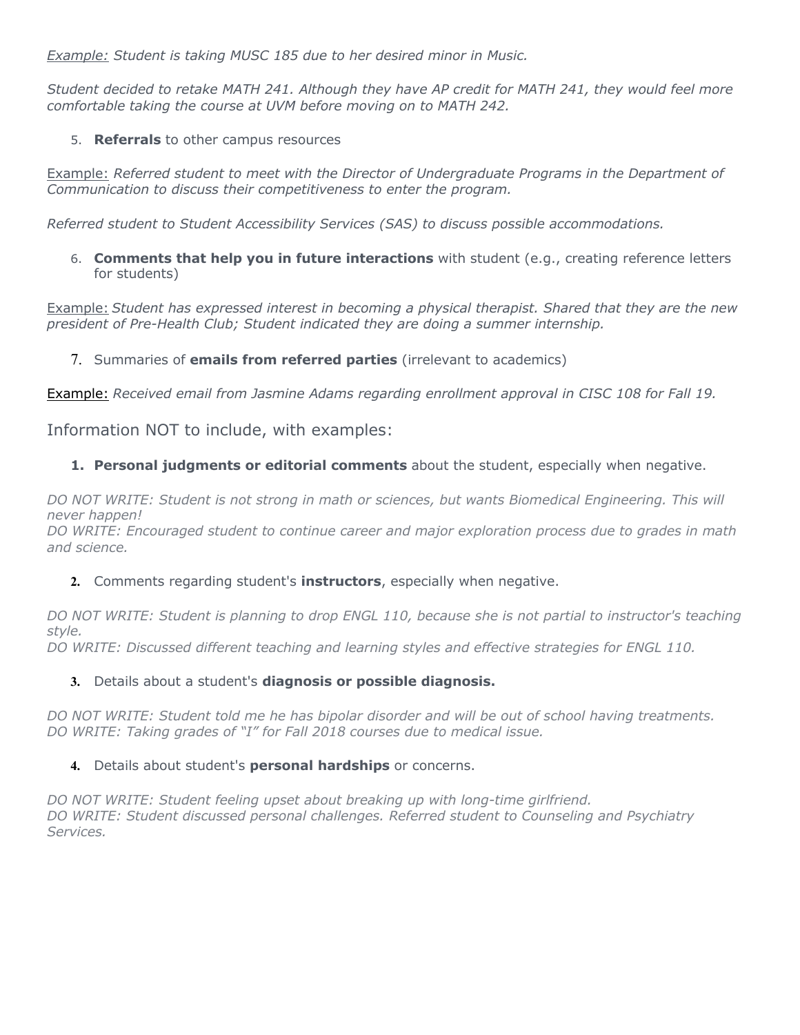*Example: Student is taking MUSC 185 due to her desired minor in Music.*

*Student decided to retake MATH 241. Although they have AP credit for MATH 241, they would feel more comfortable taking the course at UVM before moving on to MATH 242.*

5. **Referrals** to other campus resources

Example: *Referred student to meet with the Director of Undergraduate Programs in the Department of Communication to discuss their competitiveness to enter the program.*

*Referred student to Student Accessibility Services (SAS) to discuss possible accommodations.*

6. **Comments that help you in future interactions** with student (e.g., creating reference letters for students)

Example: *Student has expressed interest in becoming a physical therapist. Shared that they are the new president of Pre-Health Club; Student indicated they are doing a summer internship.*

7. Summaries of **emails from referred parties** (irrelevant to academics)

Example: *Received email from Jasmine Adams regarding enrollment approval in CISC 108 for Fall 19.*

## Information NOT to include, with examples:

1. **Personal judgments or editorial comments** about the student, especially when negative.

*DO NOT WRITE: Student is not strong in math or sciences, but wants Biomedical Engineering. This will never happen!*
*DO WRITE: Encouraged student to continue career and major exploration process due to grades in math and science.*

2. Comments regarding student's **instructors**, especially when negative.

*DO NOT WRITE: Student is planning to drop ENGL 110, because she is not partial to instructor's teaching style.*
*DO WRITE: Discussed different teaching and learning styles and effective strategies for ENGL 110.*

3. Details about a student's **diagnosis or possible diagnosis.**

*DO NOT WRITE: Student told me he has bipolar disorder and will be out of school having treatments.*
*DO WRITE: Taking grades of "I" for Fall 2018 courses due to medical issue.*

4. Details about student's **personal hardships** or concerns.

*DO NOT WRITE: Student feeling upset about breaking up with long-time girlfriend.*
*DO WRITE: Student discussed personal challenges. Referred student to Counseling and Psychiatry Services.*